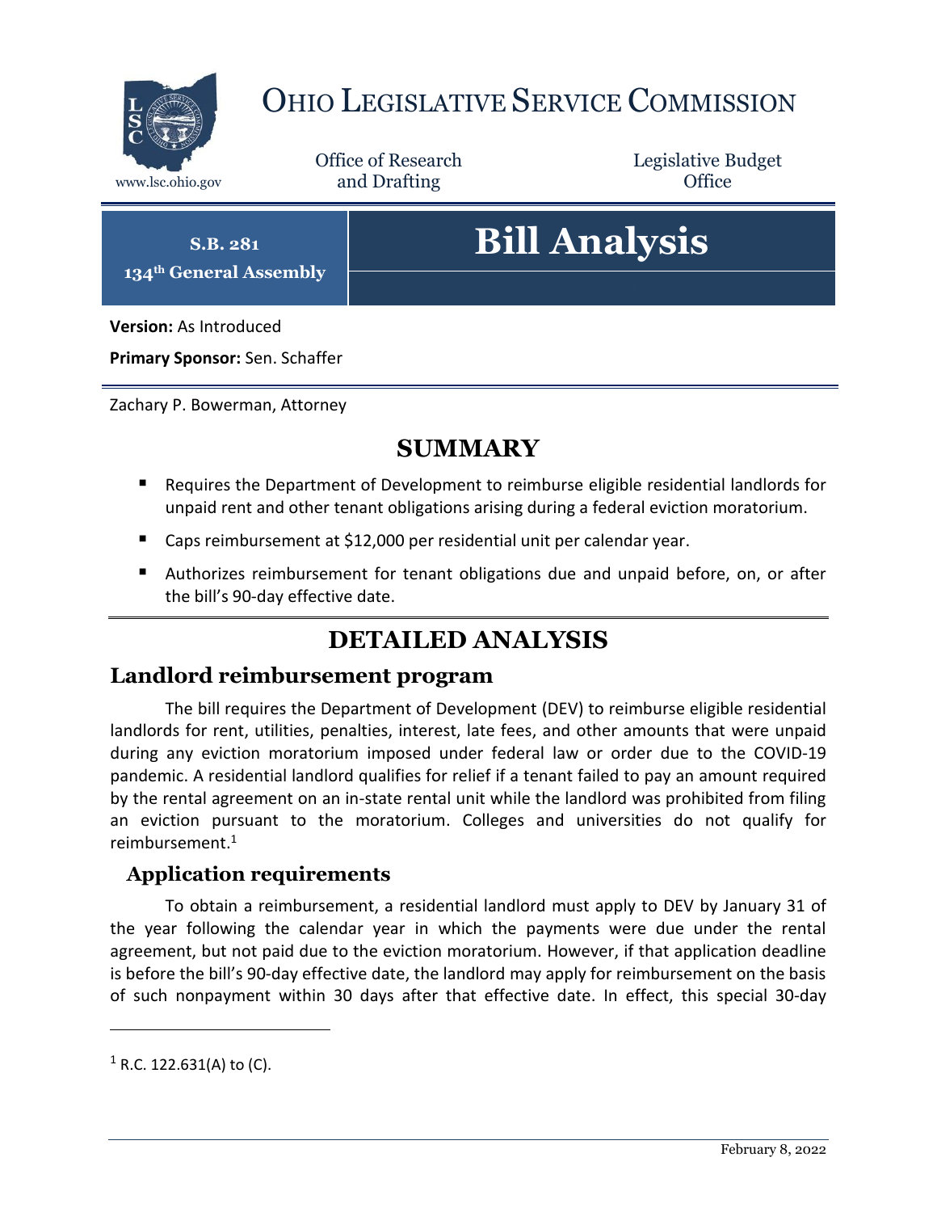# Ohio Legislative Service Commission

www.lsc.ohio.gov

Office of Research and Drafting

Legislative Budget Office

**S.B. 281**
**134th General Assembly**

# Bill Analysis

**Version:** As Introduced

**Primary Sponsor:** Sen. Schaffer

Zachary P. Bowerman, Attorney

## SUMMARY

- Requires the Department of Development to reimburse eligible residential landlords for unpaid rent and other tenant obligations arising during a federal eviction moratorium.
- Caps reimbursement at $12,000 per residential unit per calendar year.
- Authorizes reimbursement for tenant obligations due and unpaid before, on, or after the bill's 90-day effective date.

## DETAILED ANALYSIS

## Landlord reimbursement program

The bill requires the Department of Development (DEV) to reimburse eligible residential landlords for rent, utilities, penalties, interest, late fees, and other amounts that were unpaid during any eviction moratorium imposed under federal law or order due to the COVID-19 pandemic. A residential landlord qualifies for relief if a tenant failed to pay an amount required by the rental agreement on an in-state rental unit while the landlord was prohibited from filing an eviction pursuant to the moratorium. Colleges and universities do not qualify for reimbursement.[1]

### Application requirements

To obtain a reimbursement, a residential landlord must apply to DEV by January 31 of the year following the calendar year in which the payments were due under the rental agreement, but not paid due to the eviction moratorium. However, if that application deadline is before the bill's 90-day effective date, the landlord may apply for reimbursement on the basis of such nonpayment within 30 days after that effective date. In effect, this special 30-day

[1] R.C. 122.631(A) to (C).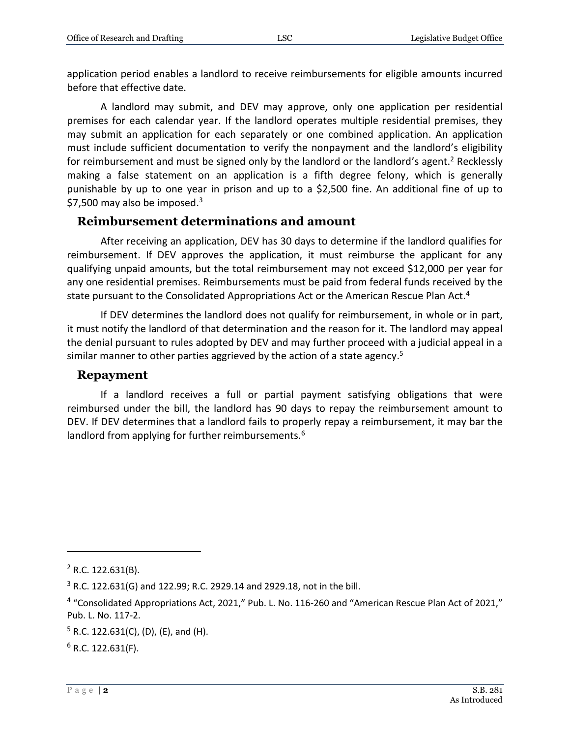application period enables a landlord to receive reimbursements for eligible amounts incurred before that effective date.

A landlord may submit, and DEV may approve, only one application per residential premises for each calendar year. If the landlord operates multiple residential premises, they may submit an application for each separately or one combined application. An application must include sufficient documentation to verify the nonpayment and the landlord's eligibility for reimbursement and must be signed only by the landlord or the landlord's agent.[2] Recklessly making a false statement on an application is a fifth degree felony, which is generally punishable by up to one year in prison and up to a $2,500 fine. An additional fine of up to $7,500 may also be imposed.[3]

## Reimbursement determinations and amount

After receiving an application, DEV has 30 days to determine if the landlord qualifies for reimbursement. If DEV approves the application, it must reimburse the applicant for any qualifying unpaid amounts, but the total reimbursement may not exceed $12,000 per year for any one residential premises. Reimbursements must be paid from federal funds received by the state pursuant to the Consolidated Appropriations Act or the American Rescue Plan Act.[4]

If DEV determines the landlord does not qualify for reimbursement, in whole or in part, it must notify the landlord of that determination and the reason for it. The landlord may appeal the denial pursuant to rules adopted by DEV and may further proceed with a judicial appeal in a similar manner to other parties aggrieved by the action of a state agency.[5]

## Repayment

If a landlord receives a full or partial payment satisfying obligations that were reimbursed under the bill, the landlord has 90 days to repay the reimbursement amount to DEV. If DEV determines that a landlord fails to properly repay a reimbursement, it may bar the landlord from applying for further reimbursements.[6]

---

[2] R.C. 122.631(B).

[3] R.C. 122.631(G) and 122.99; R.C. 2929.14 and 2929.18, not in the bill.

[4] "Consolidated Appropriations Act, 2021," Pub. L. No. 116-260 and "American Rescue Plan Act of 2021," Pub. L. No. 117-2.

[5] R.C. 122.631(C), (D), (E), and (H).

[6] R.C. 122.631(F).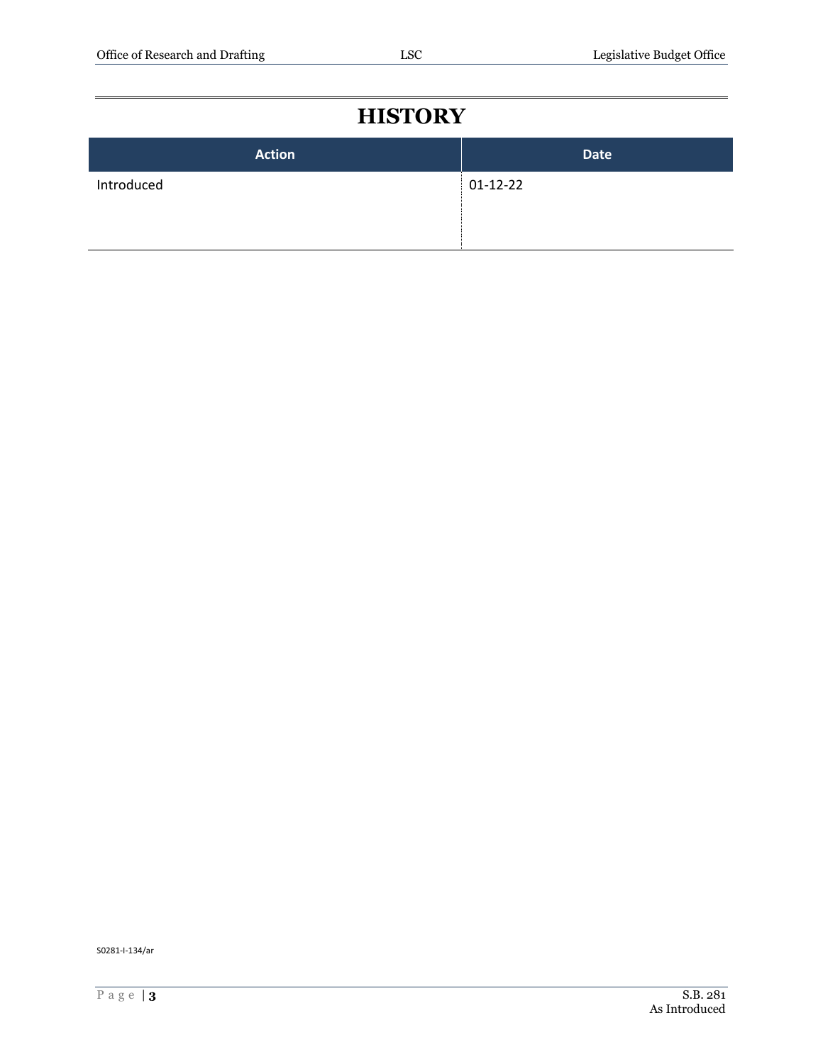# HISTORY

| Action | Date |
| --- | --- |
| Introduced | 01-12-22 |

S0281-I-134/ar